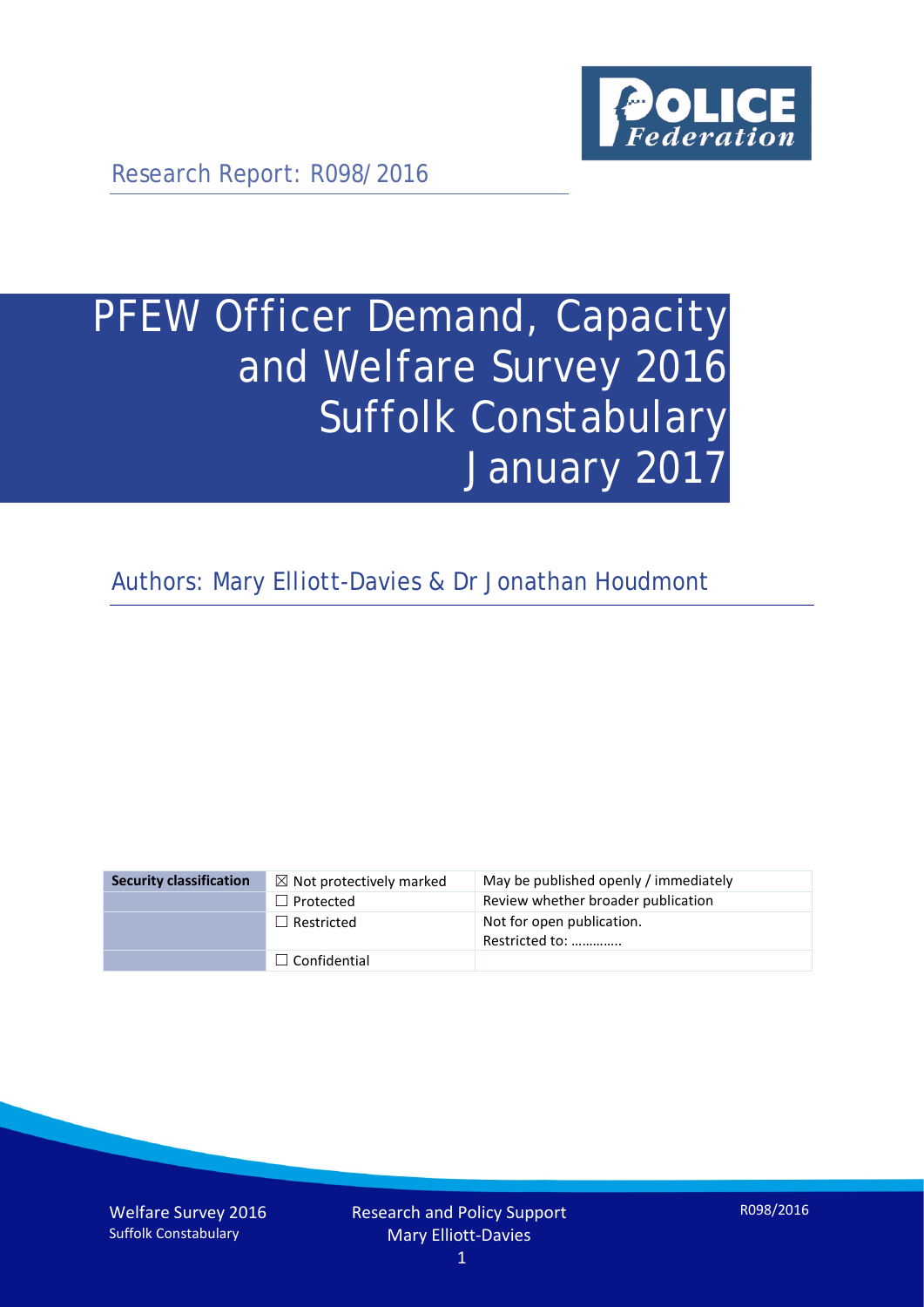Research Report: R098/2016

# PFEW Officer Demand, Capacity and Welfare Survey 2016 Suffolk Constabulary January 2017

Authors: Mary Elliott-Davies & Dr Jonathan Houdmont

| Security classification | ☒ Not protectively marked | May be published openly / immediately |
|---|---|---|
| | ☐ Protected | Review whether broader publication |
| | ☐ Restricted | Not for open publication. Restricted to: ………….. |
| | ☐ Confidential | |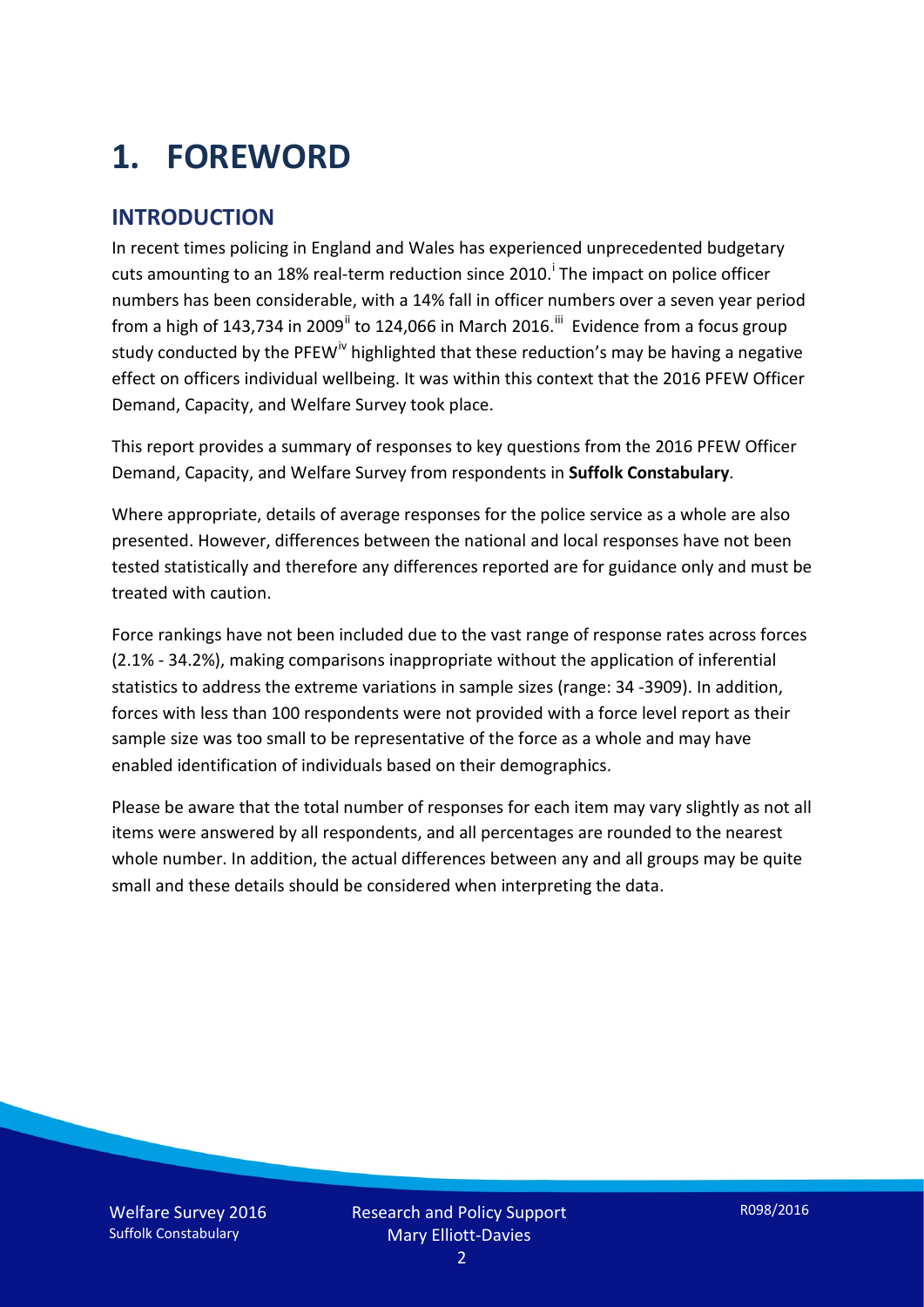# 1. FOREWORD

## INTRODUCTION

In recent times policing in England and Wales has experienced unprecedented budgetary cuts amounting to an 18% real-term reduction since 2010.[i] The impact on police officer numbers has been considerable, with a 14% fall in officer numbers over a seven year period from a high of 143,734 in 2009[ii] to 124,066 in March 2016.[iii] Evidence from a focus group study conducted by the PFEW[iv] highlighted that these reduction's may be having a negative effect on officers individual wellbeing. It was within this context that the 2016 PFEW Officer Demand, Capacity, and Welfare Survey took place.

This report provides a summary of responses to key questions from the 2016 PFEW Officer Demand, Capacity, and Welfare Survey from respondents in **Suffolk Constabulary**.

Where appropriate, details of average responses for the police service as a whole are also presented. However, differences between the national and local responses have not been tested statistically and therefore any differences reported are for guidance only and must be treated with caution.

Force rankings have not been included due to the vast range of response rates across forces (2.1% - 34.2%), making comparisons inappropriate without the application of inferential statistics to address the extreme variations in sample sizes (range: 34 -3909). In addition, forces with less than 100 respondents were not provided with a force level report as their sample size was too small to be representative of the force as a whole and may have enabled identification of individuals based on their demographics.

Please be aware that the total number of responses for each item may vary slightly as not all items were answered by all respondents, and all percentages are rounded to the nearest whole number. In addition, the actual differences between any and all groups may be quite small and these details should be considered when interpreting the data.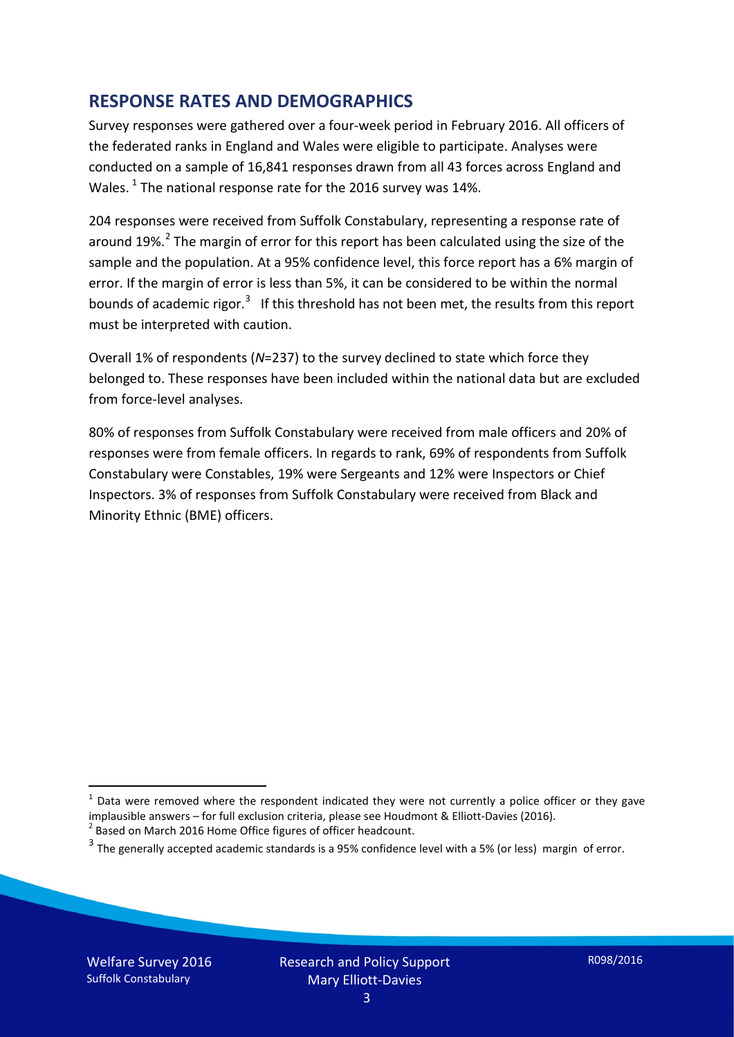## RESPONSE RATES AND DEMOGRAPHICS

Survey responses were gathered over a four-week period in February 2016. All officers of the federated ranks in England and Wales were eligible to participate. Analyses were conducted on a sample of 16,841 responses drawn from all 43 forces across England and Wales. [1] The national response rate for the 2016 survey was 14%.

204 responses were received from Suffolk Constabulary, representing a response rate of around 19%.[2] The margin of error for this report has been calculated using the size of the sample and the population. At a 95% confidence level, this force report has a 6% margin of error. If the margin of error is less than 5%, it can be considered to be within the normal bounds of academic rigor.[3] If this threshold has not been met, the results from this report must be interpreted with caution.

Overall 1% of respondents (*N*=237) to the survey declined to state which force they belonged to. These responses have been included within the national data but are excluded from force-level analyses.

80% of responses from Suffolk Constabulary were received from male officers and 20% of responses were from female officers. In regards to rank, 69% of respondents from Suffolk Constabulary were Constables, 19% were Sergeants and 12% were Inspectors or Chief Inspectors. 3% of responses from Suffolk Constabulary were received from Black and Minority Ethnic (BME) officers.

---

[1] Data were removed where the respondent indicated they were not currently a police officer or they gave implausible answers – for full exclusion criteria, please see Houdmont & Elliott-Davies (2016).

[2] Based on March 2016 Home Office figures of officer headcount.

[3] The generally accepted academic standards is a 95% confidence level with a 5% (or less) margin of error.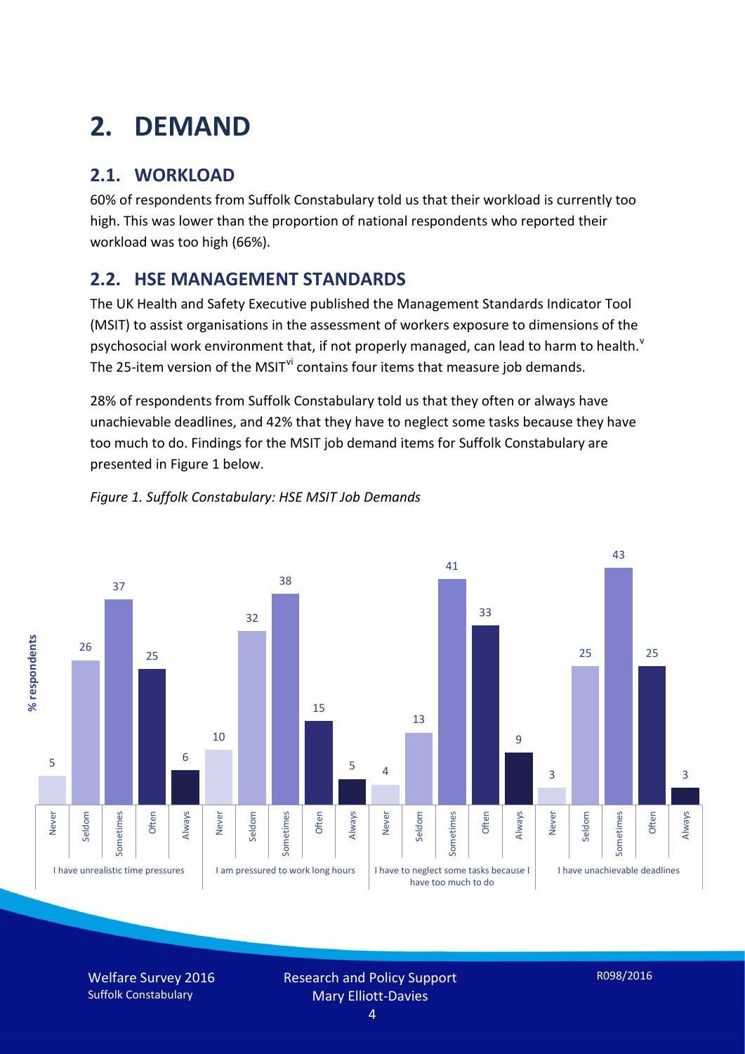# 2. DEMAND

## 2.1. WORKLOAD

60% of respondents from Suffolk Constabulary told us that their workload is currently too high. This was lower than the proportion of national respondents who reported their workload was too high (66%).

## 2.2. HSE MANAGEMENT STANDARDS

The UK Health and Safety Executive published the Management Standards Indicator Tool (MSIT) to assist organisations in the assessment of workers exposure to dimensions of the psychosocial work environment that, if not properly managed, can lead to harm to health.[v] The 25-item version of the MSIT[vi] contains four items that measure job demands.

28% of respondents from Suffolk Constabulary told us that they often or always have unachievable deadlines, and 42% that they have to neglect some tasks because they have too much to do. Findings for the MSIT job demand items for Suffolk Constabulary are presented in Figure 1 below.

*Figure 1. Suffolk Constabulary: HSE MSIT Job Demands*

| % respondents | Never | Seldom | Sometimes | Often | Always |
|---|---|---|---|---|---|
| I have unrealistic time pressures | 5 | 26 | 37 | 25 | 6 |
| I am pressured to work long hours | 10 | 32 | 38 | 15 | 5 |
| I have to neglect some tasks because I have too much to do | 4 | 13 | 41 | 33 | 9 |
| I have unachievable deadlines | 3 | 25 | 43 | 25 | 3 |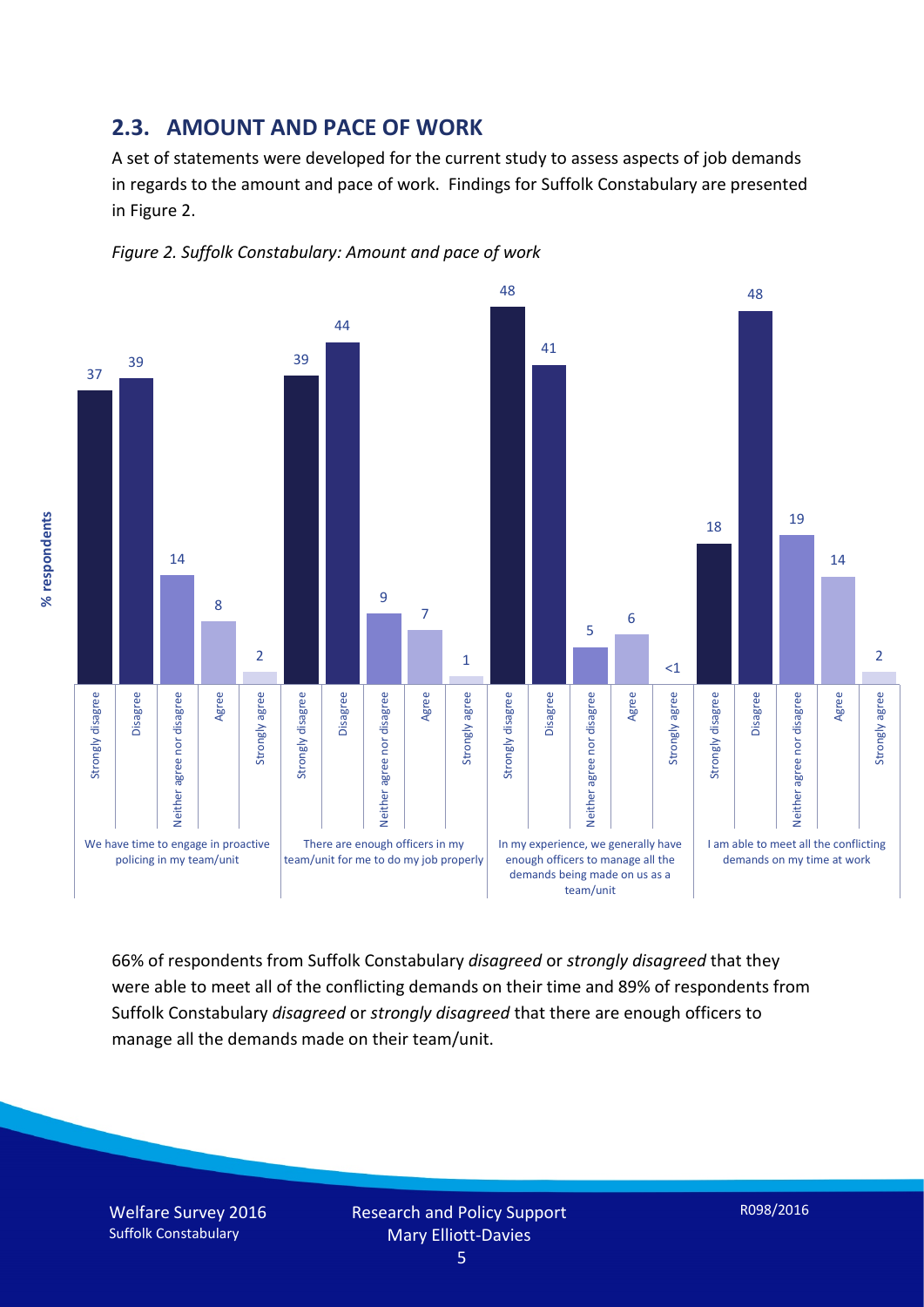## 2.3. AMOUNT AND PACE OF WORK

A set of statements were developed for the current study to assess aspects of job demands in regards to the amount and pace of work. Findings for Suffolk Constabulary are presented in Figure 2.

*Figure 2. Suffolk Constabulary: Amount and pace of work*

| % respondents | Strongly disagree | Disagree | Neither agree nor disagree | Agree | Strongly agree |
|---|---|---|---|---|---|
| We have time to engage in proactive policing in my team/unit | 37 | 39 | 14 | 8 | 2 |
| There are enough officers in my team/unit for me to do my job properly | 39 | 44 | 9 | 7 | 1 |
| In my experience, we generally have enough officers to manage all the demands being made on us as a team/unit | 48 | 41 | 5 | 6 | <1 |
| I am able to meet all the conflicting demands on my time at work | 18 | 48 | 19 | 14 | 2 |

66% of respondents from Suffolk Constabulary *disagreed* or *strongly disagreed* that they were able to meet all of the conflicting demands on their time and 89% of respondents from Suffolk Constabulary *disagreed* or *strongly disagreed* that there are enough officers to manage all the demands made on their team/unit.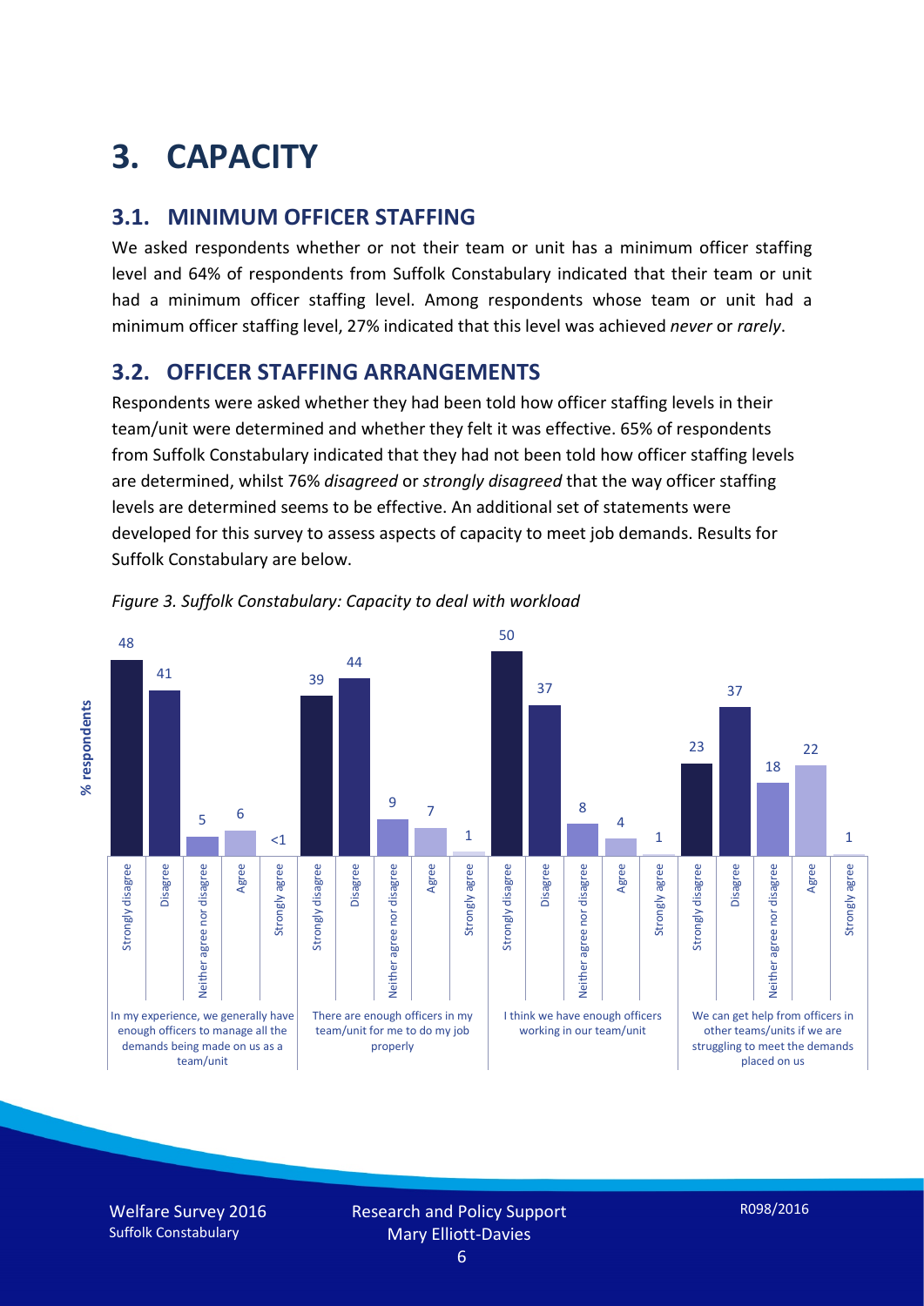# 3. CAPACITY

## 3.1. MINIMUM OFFICER STAFFING

We asked respondents whether or not their team or unit has a minimum officer staffing level and 64% of respondents from Suffolk Constabulary indicated that their team or unit had a minimum officer staffing level. Among respondents whose team or unit had a minimum officer staffing level, 27% indicated that this level was achieved *never* or *rarely*.

## 3.2. OFFICER STAFFING ARRANGEMENTS

Respondents were asked whether they had been told how officer staffing levels in their team/unit were determined and whether they felt it was effective. 65% of respondents from Suffolk Constabulary indicated that they had not been told how officer staffing levels are determined, whilst 76% *disagreed* or *strongly disagreed* that the way officer staffing levels are determined seems to be effective. An additional set of statements were developed for this survey to assess aspects of capacity to meet job demands. Results for Suffolk Constabulary are below.

*Figure 3. Suffolk Constabulary: Capacity to deal with workload*

| % respondents | Strongly disagree | Disagree | Neither agree nor disagree | Agree | Strongly agree |
|---|---|---|---|---|---|
| In my experience, we generally have enough officers to manage all the demands being made on us as a team/unit | 48 | 41 | 5 | 6 | <1 |
| There are enough officers in my team/unit for me to do my job properly | 39 | 44 | 9 | 7 | 1 |
| I think we have enough officers working in our team/unit | 50 | 37 | 8 | 4 | 1 |
| We can get help from officers in other teams/units if we are struggling to meet the demands placed on us | 23 | 37 | 18 | 22 | 1 |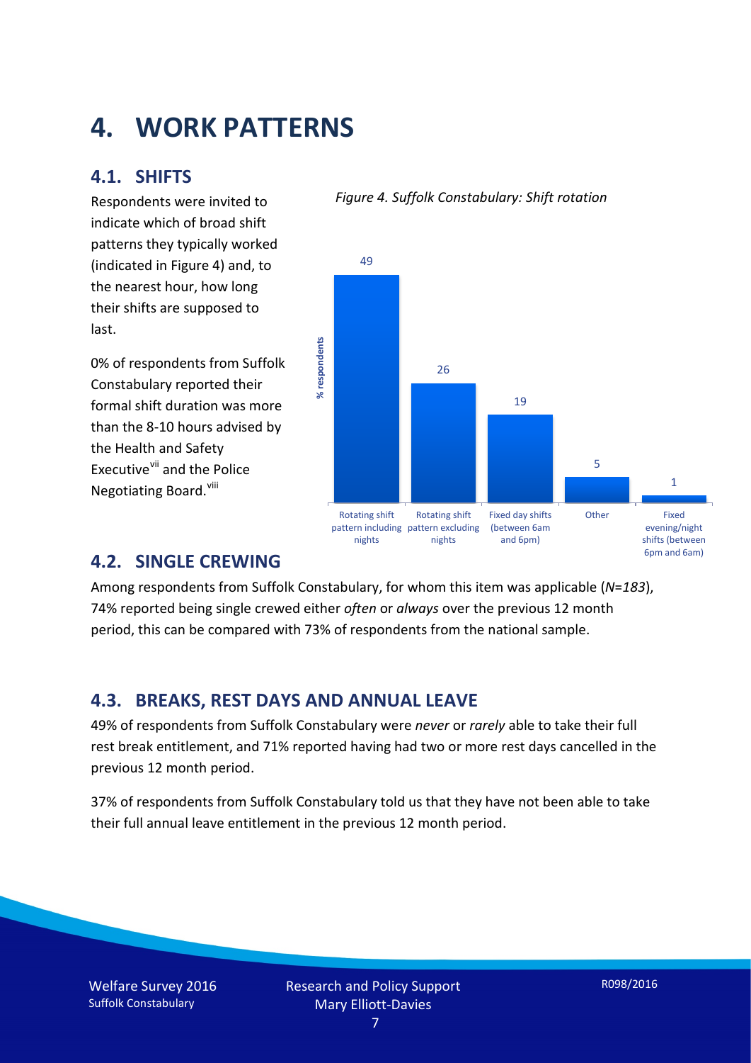# 4. WORK PATTERNS

## 4.1. SHIFTS

Respondents were invited to indicate which of broad shift patterns they typically worked (indicated in Figure 4) and, to the nearest hour, how long their shifts are supposed to last.

0% of respondents from Suffolk Constabulary reported their formal shift duration was more than the 8-10 hours advised by the Health and Safety Executive[vii] and the Police Negotiating Board.[viii]

*Figure 4. Suffolk Constabulary: Shift rotation*

| Shift pattern | % respondents |
| --- | --- |
| Rotating shift pattern including nights | 49 |
| Rotating shift pattern excluding nights | 26 |
| Fixed day shifts (between 6am and 6pm) | 19 |
| Other | 5 |
| Fixed evening/night shifts (between 6pm and 6am) | 1 |

## 4.2. SINGLE CREWING

Among respondents from Suffolk Constabulary, for whom this item was applicable (*N=183*), 74% reported being single crewed either *often* or *always* over the previous 12 month period, this can be compared with 73% of respondents from the national sample.

## 4.3. BREAKS, REST DAYS AND ANNUAL LEAVE

49% of respondents from Suffolk Constabulary were *never* or *rarely* able to take their full rest break entitlement, and 71% reported having had two or more rest days cancelled in the previous 12 month period.

37% of respondents from Suffolk Constabulary told us that they have not been able to take their full annual leave entitlement in the previous 12 month period.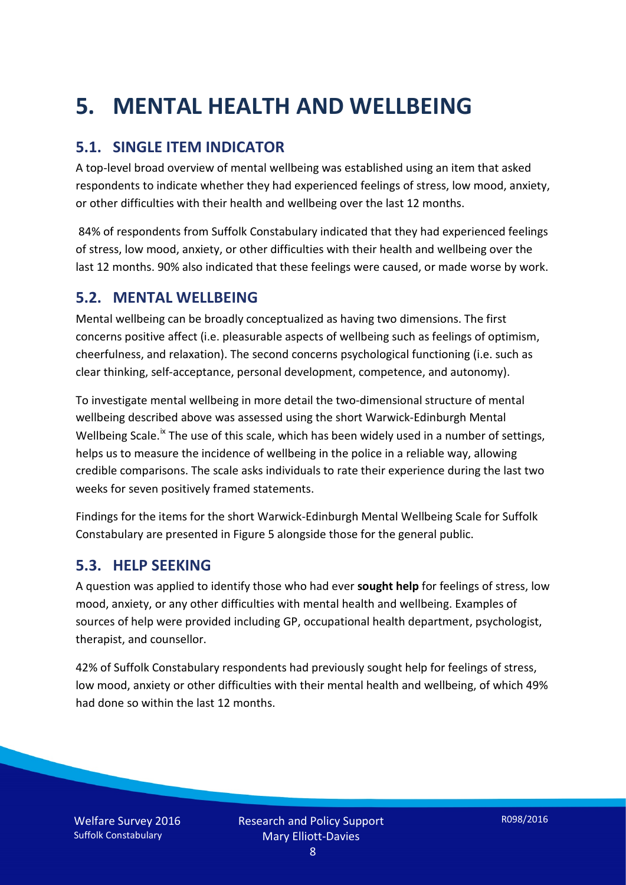# 5. MENTAL HEALTH AND WELLBEING

## 5.1. SINGLE ITEM INDICATOR

A top-level broad overview of mental wellbeing was established using an item that asked respondents to indicate whether they had experienced feelings of stress, low mood, anxiety, or other difficulties with their health and wellbeing over the last 12 months.

84% of respondents from Suffolk Constabulary indicated that they had experienced feelings of stress, low mood, anxiety, or other difficulties with their health and wellbeing over the last 12 months. 90% also indicated that these feelings were caused, or made worse by work.

## 5.2. MENTAL WELLBEING

Mental wellbeing can be broadly conceptualized as having two dimensions. The first concerns positive affect (i.e. pleasurable aspects of wellbeing such as feelings of optimism, cheerfulness, and relaxation). The second concerns psychological functioning (i.e. such as clear thinking, self-acceptance, personal development, competence, and autonomy).

To investigate mental wellbeing in more detail the two-dimensional structure of mental wellbeing described above was assessed using the short Warwick-Edinburgh Mental Wellbeing Scale.[ix] The use of this scale, which has been widely used in a number of settings, helps us to measure the incidence of wellbeing in the police in a reliable way, allowing credible comparisons. The scale asks individuals to rate their experience during the last two weeks for seven positively framed statements.

Findings for the items for the short Warwick-Edinburgh Mental Wellbeing Scale for Suffolk Constabulary are presented in Figure 5 alongside those for the general public.

## 5.3. HELP SEEKING

A question was applied to identify those who had ever **sought help** for feelings of stress, low mood, anxiety, or any other difficulties with mental health and wellbeing. Examples of sources of help were provided including GP, occupational health department, psychologist, therapist, and counsellor.

42% of Suffolk Constabulary respondents had previously sought help for feelings of stress, low mood, anxiety or other difficulties with their mental health and wellbeing, of which 49% had done so within the last 12 months.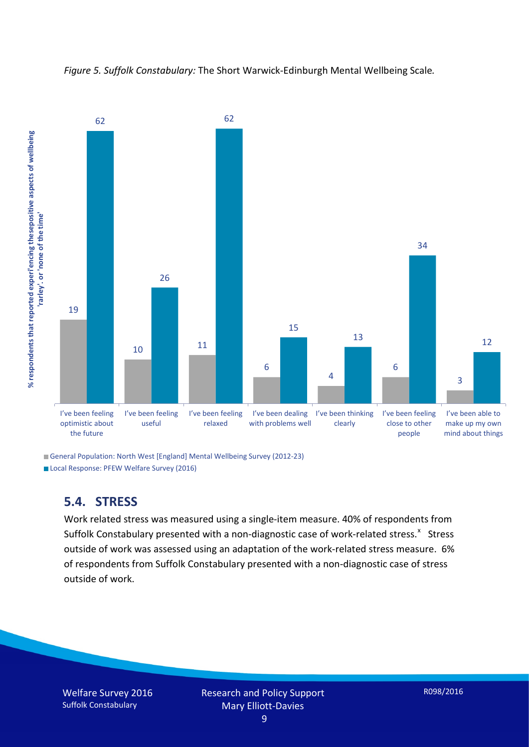*Figure 5. Suffolk Constabulary:* The Short Warwick-Edinburgh Mental Wellbeing Scale*.*

| | General Population: North West [England] Mental Wellbeing Survey (2012-23) | Local Response: PFEW Welfare Survey (2016) |
|---|---|---|
| I've been feeling optimistic about the future | 19 | 62 |
| I've been feeling useful | 10 | 26 |
| I've been feeling relaxed | 11 | 62 |
| I've been dealing with problems well | 6 | 15 |
| I've been thinking clearly | 4 | 13 |
| I've been feeling close to other people | 6 | 34 |
| I've been able to make up my own mind about things | 3 | 12 |

% respondents that reported experiencing thesepositive aspects of wellbeing 'rarley'. or 'none of the time'

## 5.4. STRESS

Work related stress was measured using a single-item measure. 40% of respondents from Suffolk Constabulary presented with a non-diagnostic case of work-related stress.[x] Stress outside of work was assessed using an adaptation of the work-related stress measure. 6% of respondents from Suffolk Constabulary presented with a non-diagnostic case of stress outside of work.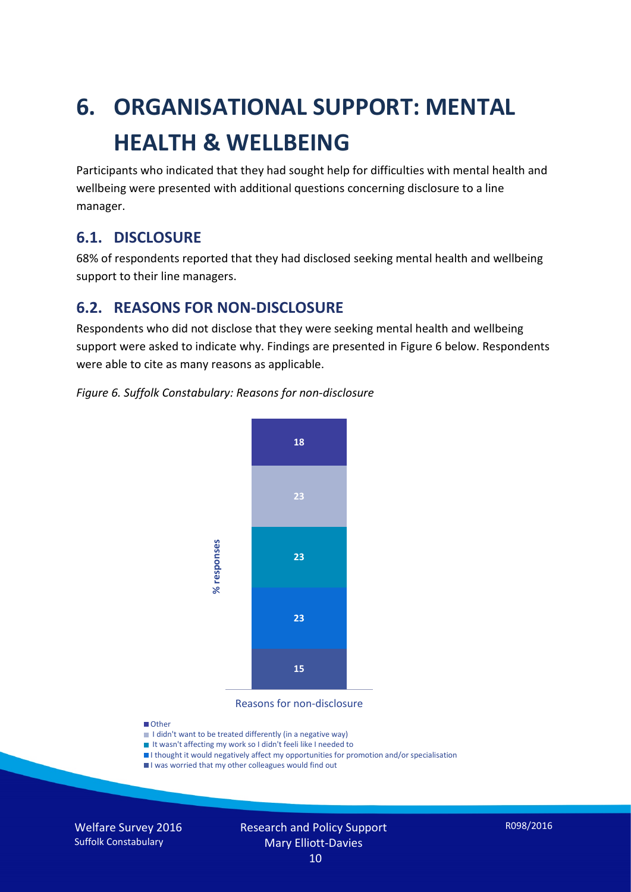# 6. ORGANISATIONAL SUPPORT: MENTAL HEALTH & WELLBEING

Participants who indicated that they had sought help for difficulties with mental health and wellbeing were presented with additional questions concerning disclosure to a line manager.

## 6.1. DISCLOSURE

68% of respondents reported that they had disclosed seeking mental health and wellbeing support to their line managers.

## 6.2. REASONS FOR NON-DISCLOSURE

Respondents who did not disclose that they were seeking mental health and wellbeing support were asked to indicate why. Findings are presented in Figure 6 below. Respondents were able to cite as many reasons as applicable.

*Figure 6. Suffolk Constabulary: Reasons for non-disclosure*

| Reasons for non-disclosure | % responses |
| --- | --- |
| Other | 18 |
| I didn't want to be treated differently (in a negative way) | 23 |
| It wasn't affecting my work so I didn't feeli like I needed to | 23 |
| I thought it would negatively affect my opportunities for promotion and/or specialisation | 23 |
| I was worried that my other colleagues would find out | 15 |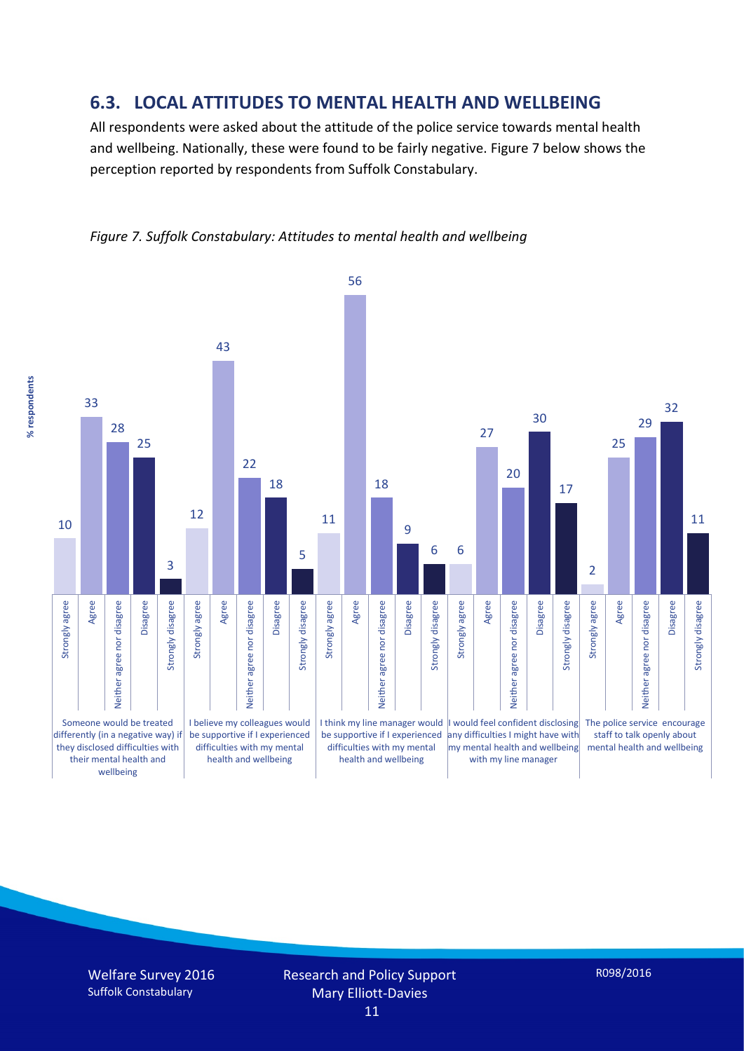## 6.3. LOCAL ATTITUDES TO MENTAL HEALTH AND WELLBEING

All respondents were asked about the attitude of the police service towards mental health and wellbeing. Nationally, these were found to be fairly negative. Figure 7 below shows the perception reported by respondents from Suffolk Constabulary.

*Figure 7. Suffolk Constabulary: Attitudes to mental health and wellbeing*

| Statement (% respondents) | Strongly agree | Agree | Neither agree nor disagree | Disagree | Strongly disagree |
|---|---|---|---|---|---|
| Someone would be treated differently (in a negative way) if they disclosed difficulties with their mental health and wellbeing | 10 | 33 | 28 | 25 | 3 |
| I believe my colleagues would be supportive if I experienced difficulties with my mental health and wellbeing | 12 | 43 | 22 | 18 | 5 |
| I think my line manager would be supportive if I experienced difficulties with my mental health and wellbeing | 11 | 56 | 18 | 9 | 6 |
| I would feel confident disclosing any difficulties I might have with my mental health and wellbeing with my line manager | 6 | 27 | 20 | 30 | 17 |
| The police service encourage staff to talk openly about mental health and wellbeing | 2 | 25 | 29 | 32 | 11 |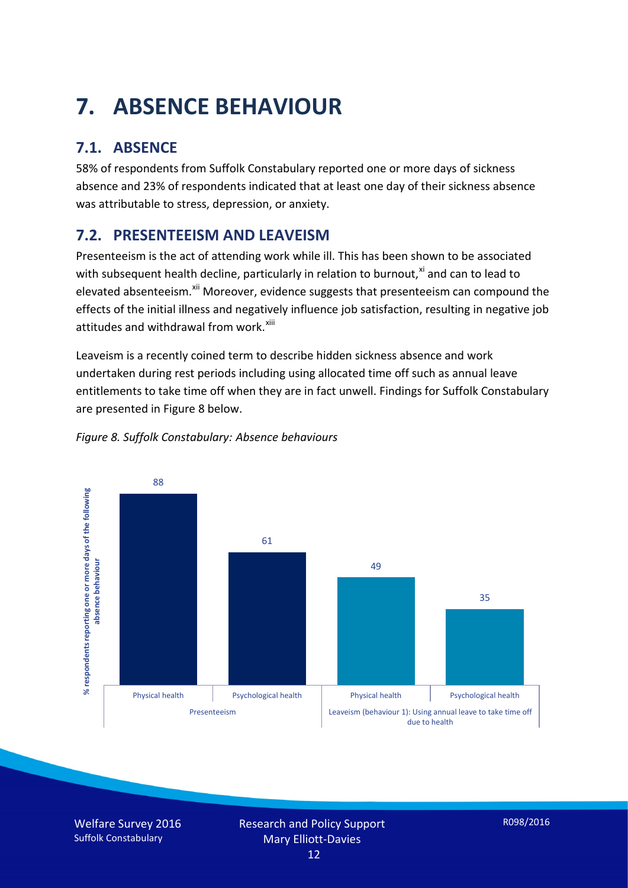# 7. ABSENCE BEHAVIOUR

## 7.1. ABSENCE

58% of respondents from Suffolk Constabulary reported one or more days of sickness absence and 23% of respondents indicated that at least one day of their sickness absence was attributable to stress, depression, or anxiety.

## 7.2. PRESENTEEISM AND LEAVEISM

Presenteeism is the act of attending work while ill. This has been shown to be associated with subsequent health decline, particularly in relation to burnout,[xi] and can to lead to elevated absenteeism.[xii] Moreover, evidence suggests that presenteeism can compound the effects of the initial illness and negatively influence job satisfaction, resulting in negative job attitudes and withdrawal from work.[xiii]

Leaveism is a recently coined term to describe hidden sickness absence and work undertaken during rest periods including using allocated time off such as annual leave entitlements to take time off when they are in fact unwell. Findings for Suffolk Constabulary are presented in Figure 8 below.

*Figure 8. Suffolk Constabulary: Absence behaviours*

| % respondents reporting one or more days of the following absence behaviour | Physical health | Psychological health |
|---|---|---|
| Presenteeism | 88 | 61 |
| Leaveism (behaviour 1): Using annual leave to take time off due to health | 49 | 35 |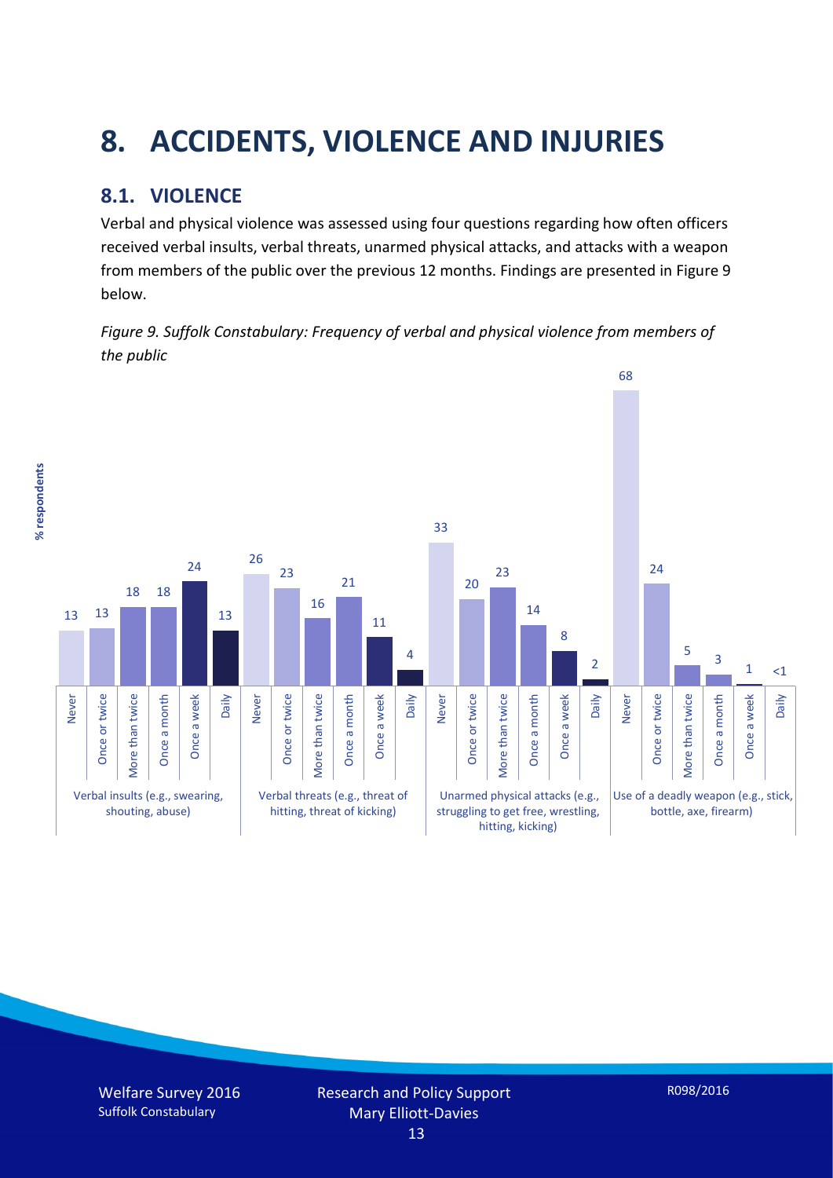# 8. ACCIDENTS, VIOLENCE AND INJURIES

## 8.1. VIOLENCE

Verbal and physical violence was assessed using four questions regarding how often officers received verbal insults, verbal threats, unarmed physical attacks, and attacks with a weapon from members of the public over the previous 12 months. Findings are presented in Figure 9 below.

*Figure 9. Suffolk Constabulary: Frequency of verbal and physical violence from members of the public*

| % respondents | Never | Once or twice | More than twice | Once a month | Once a week | Daily |
|---|---|---|---|---|---|---|
| Verbal insults (e.g., swearing, shouting, abuse) | 13 | 13 | 18 | 18 | 24 | 13 |
| Verbal threats (e.g., threat of hitting, threat of kicking) | 26 | 23 | 16 | 21 | 11 | 4 |
| Unarmed physical attacks (e.g., struggling to get free, wrestling, hitting, kicking) | 33 | 20 | 23 | 14 | 8 | 2 |
| Use of a deadly weapon (e.g., stick, bottle, axe, firearm) | 68 | 24 | 5 | 3 | 1 | <1 |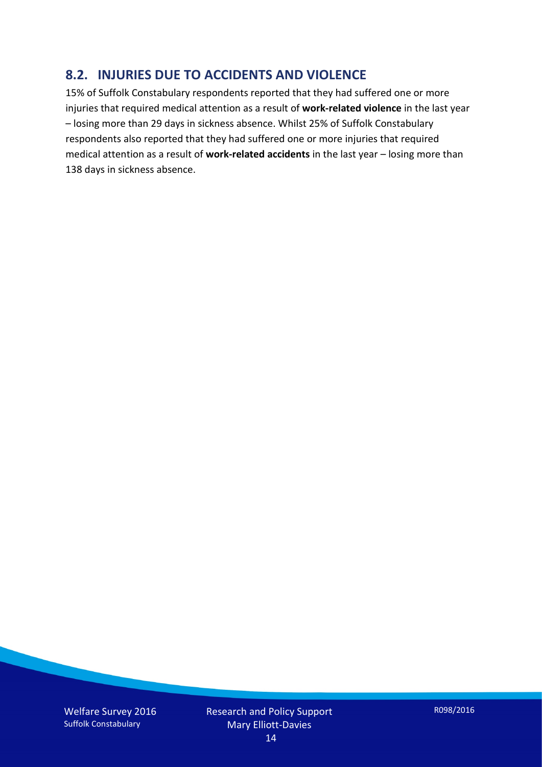## 8.2. INJURIES DUE TO ACCIDENTS AND VIOLENCE

15% of Suffolk Constabulary respondents reported that they had suffered one or more injuries that required medical attention as a result of **work-related violence** in the last year – losing more than 29 days in sickness absence. Whilst 25% of Suffolk Constabulary respondents also reported that they had suffered one or more injuries that required medical attention as a result of **work-related accidents** in the last year – losing more than 138 days in sickness absence.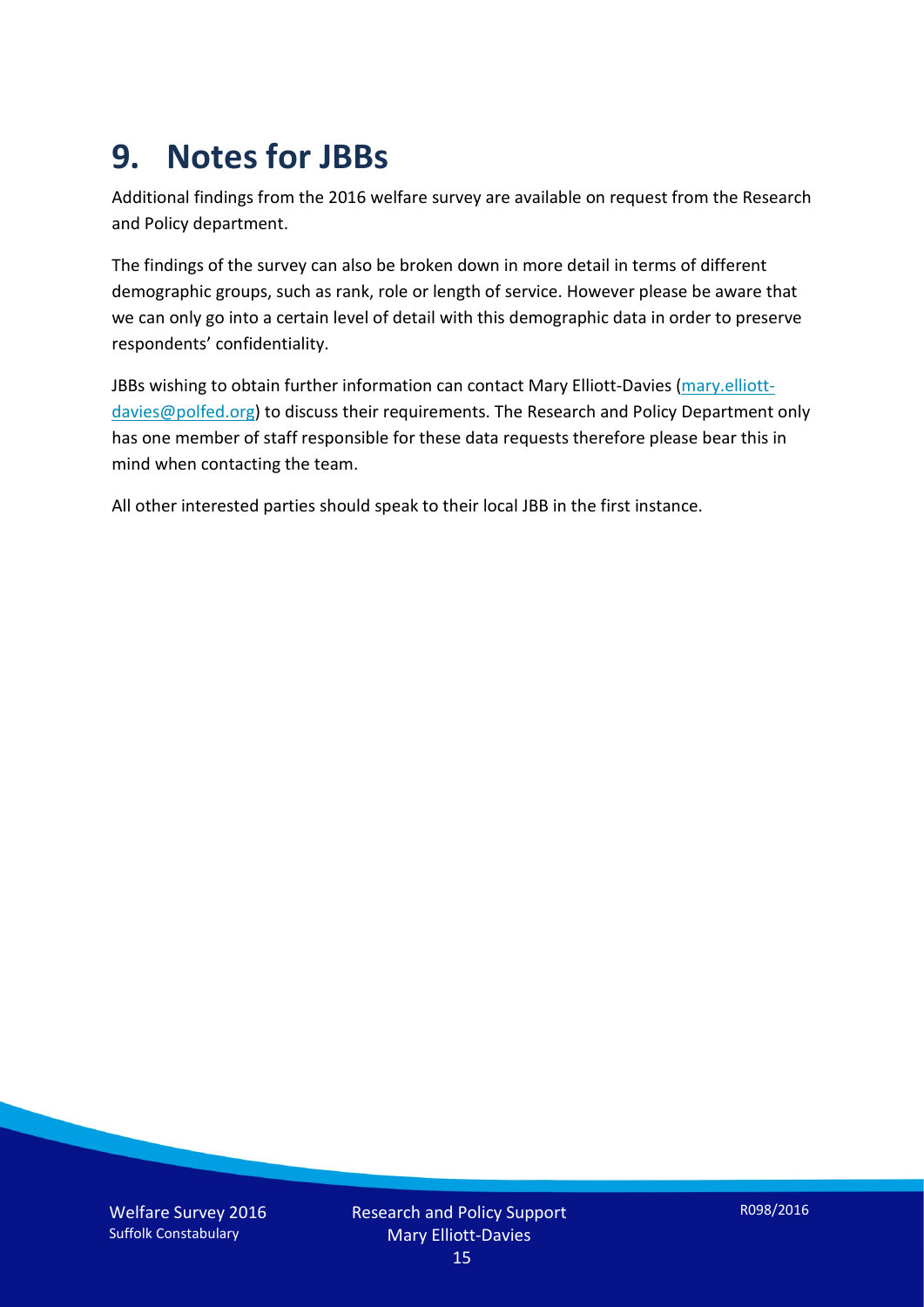# 9. Notes for JBBs

Additional findings from the 2016 welfare survey are available on request from the Research and Policy department.

The findings of the survey can also be broken down in more detail in terms of different demographic groups, such as rank, role or length of service. However please be aware that we can only go into a certain level of detail with this demographic data in order to preserve respondents' confidentiality.

JBBs wishing to obtain further information can contact Mary Elliott-Davies (mary.elliott-davies@polfed.org) to discuss their requirements. The Research and Policy Department only has one member of staff responsible for these data requests therefore please bear this in mind when contacting the team.

All other interested parties should speak to their local JBB in the first instance.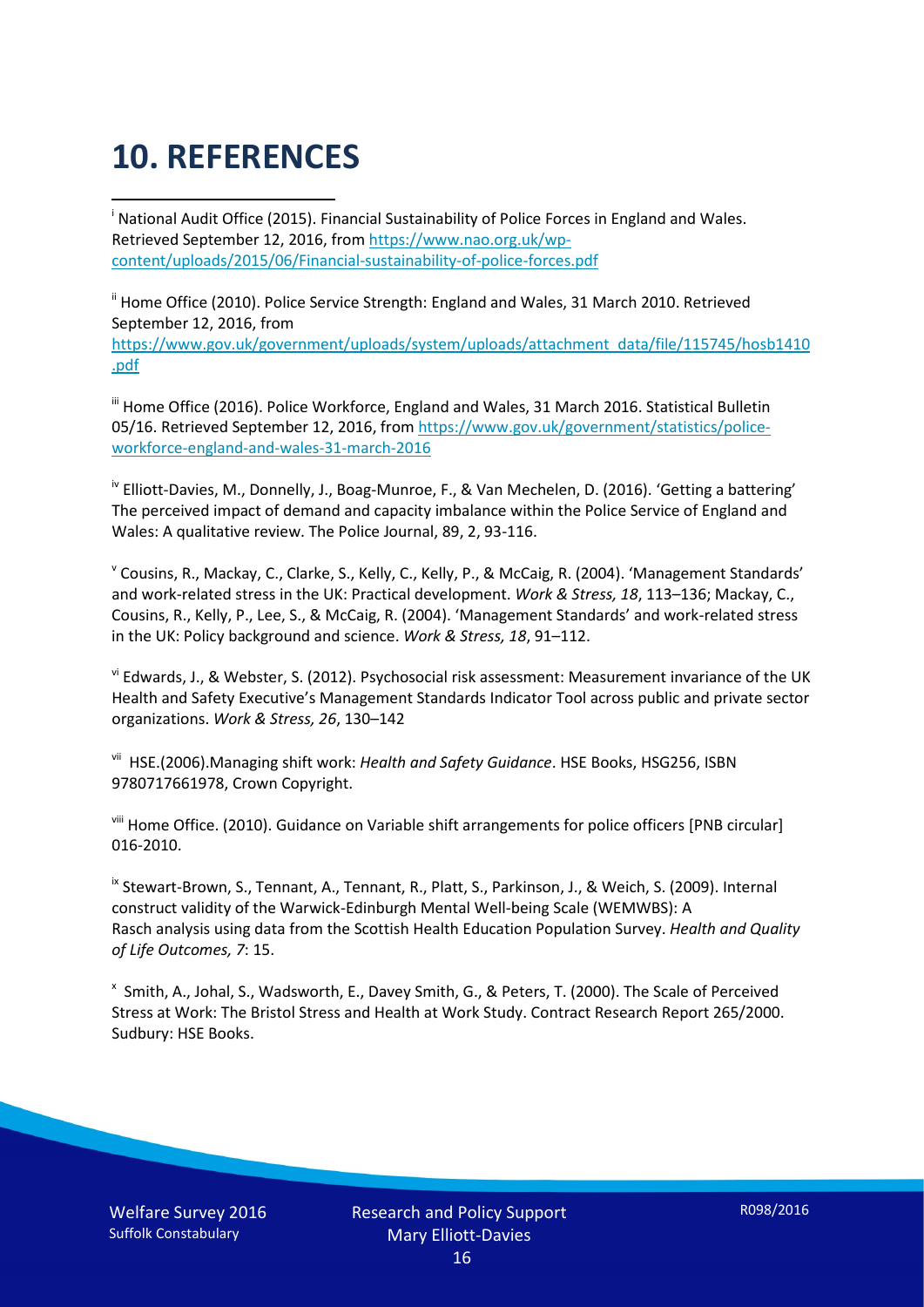# 10. REFERENCES

[i] National Audit Office (2015). Financial Sustainability of Police Forces in England and Wales. Retrieved September 12, 2016, from https://www.nao.org.uk/wp-content/uploads/2015/06/Financial-sustainability-of-police-forces.pdf

[ii] Home Office (2010). Police Service Strength: England and Wales, 31 March 2010. Retrieved September 12, 2016, from https://www.gov.uk/government/uploads/system/uploads/attachment_data/file/115745/hosb1410.pdf

[iii] Home Office (2016). Police Workforce, England and Wales, 31 March 2016. Statistical Bulletin 05/16. Retrieved September 12, 2016, from https://www.gov.uk/government/statistics/police-workforce-england-and-wales-31-march-2016

[iv] Elliott-Davies, M., Donnelly, J., Boag-Munroe, F., & Van Mechelen, D. (2016). 'Getting a battering' The perceived impact of demand and capacity imbalance within the Police Service of England and Wales: A qualitative review. The Police Journal, 89, 2, 93-116.

[v] Cousins, R., Mackay, C., Clarke, S., Kelly, C., Kelly, P., & McCaig, R. (2004). 'Management Standards' and work-related stress in the UK: Practical development. *Work & Stress, 18*, 113–136; Mackay, C., Cousins, R., Kelly, P., Lee, S., & McCaig, R. (2004). 'Management Standards' and work-related stress in the UK: Policy background and science. *Work & Stress, 18*, 91–112.

[vi] Edwards, J., & Webster, S. (2012). Psychosocial risk assessment: Measurement invariance of the UK Health and Safety Executive's Management Standards Indicator Tool across public and private sector organizations. *Work & Stress, 26*, 130–142

[vii] HSE.(2006).Managing shift work: *Health and Safety Guidance*. HSE Books, HSG256, ISBN 9780717661978, Crown Copyright.

[viii] Home Office. (2010). Guidance on Variable shift arrangements for police officers [PNB circular] 016-2010.

[ix] Stewart-Brown, S., Tennant, A., Tennant, R., Platt, S., Parkinson, J., & Weich, S. (2009). Internal construct validity of the Warwick-Edinburgh Mental Well-being Scale (WEMWBS): A Rasch analysis using data from the Scottish Health Education Population Survey. *Health and Quality of Life Outcomes, 7*: 15.

[x] Smith, A., Johal, S., Wadsworth, E., Davey Smith, G., & Peters, T. (2000). The Scale of Perceived Stress at Work: The Bristol Stress and Health at Work Study. Contract Research Report 265/2000. Sudbury: HSE Books.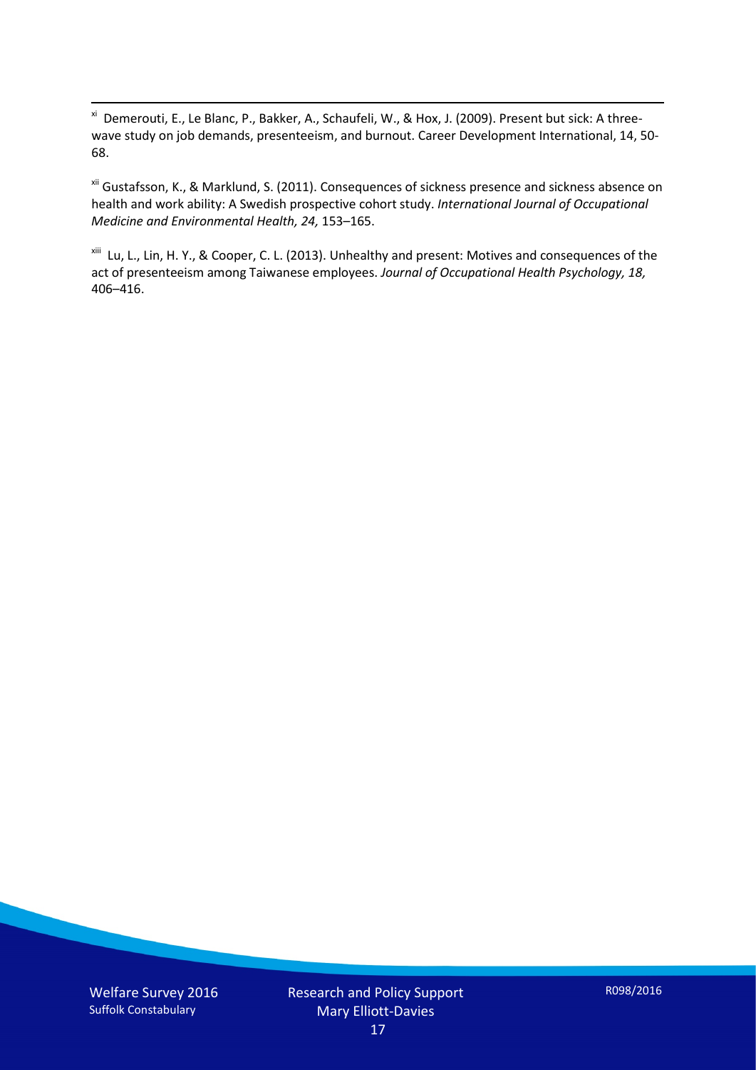[xi] Demerouti, E., Le Blanc, P., Bakker, A., Schaufeli, W., & Hox, J. (2009). Present but sick: A three-wave study on job demands, presenteeism, and burnout. Career Development International, 14, 50-68.

[xii] Gustafsson, K., & Marklund, S. (2011). Consequences of sickness presence and sickness absence on health and work ability: A Swedish prospective cohort study. *International Journal of Occupational Medicine and Environmental Health, 24,* 153–165.

[xiii] Lu, L., Lin, H. Y., & Cooper, C. L. (2013). Unhealthy and present: Motives and consequences of the act of presenteeism among Taiwanese employees. *Journal of Occupational Health Psychology, 18,* 406–416.